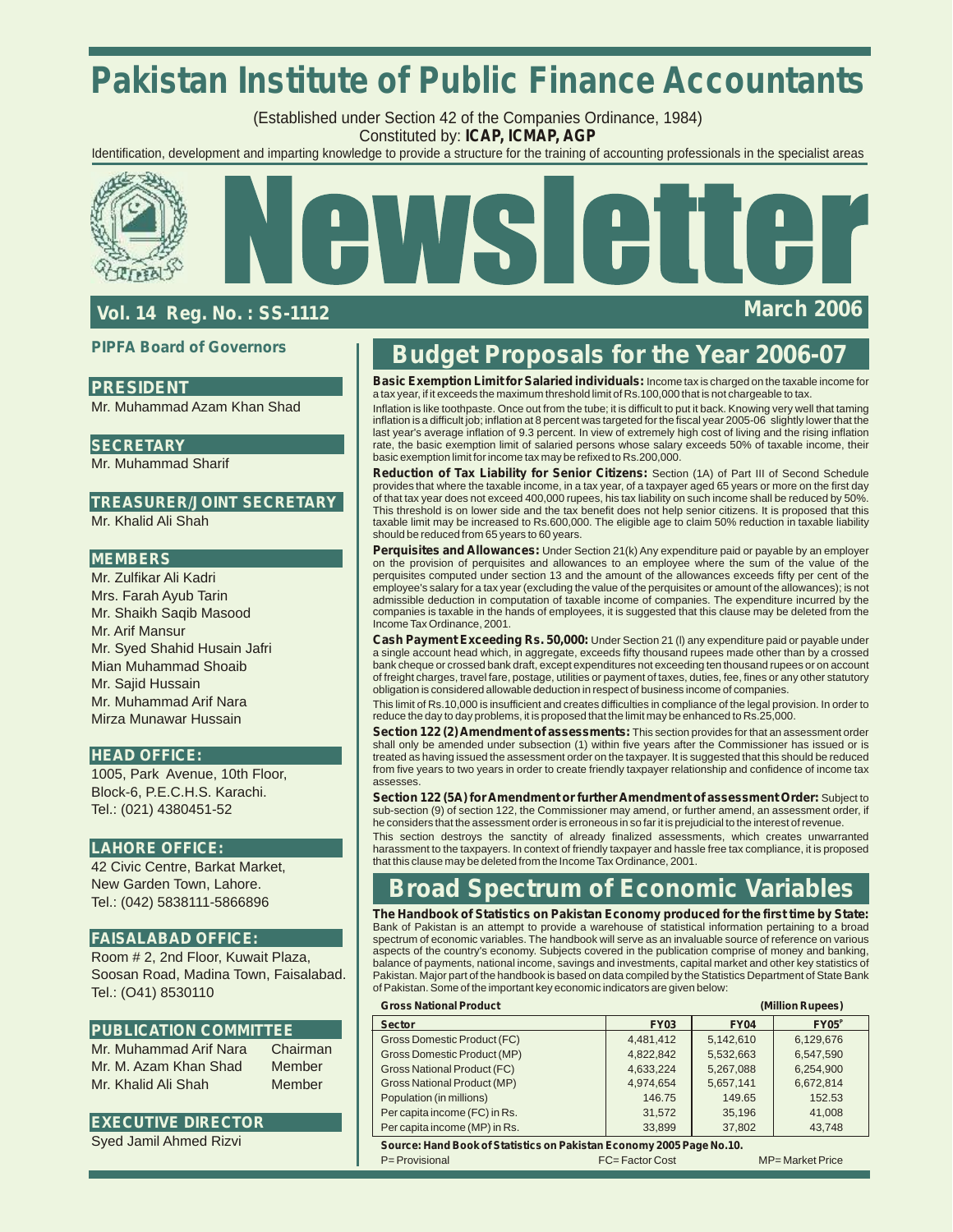# Pakistan Institute of Public Finance Accountants

(Established under Section 42 of the Companies Ordinance, 1984)
Constituted by: **ICAP, ICMAP, AGP**

Identification, development and imparting knowledge to provide a structure for the training of accounting professionals in the specialist areas

# Newsletter

**Vol. 14 Reg. No. : SS-1112** **March 2006**

## PIPFA Board of Governors

**PRESIDENT**

Mr. Muhammad Azam Khan Shad

**SECRETARY**

Mr. Muhammad Sharif

**TREASURER/JOINT SECRETARY**

Mr. Khalid Ali Shah

**MEMBERS**

Mr. Zulfikar Ali Kadri
Mrs. Farah Ayub Tarin
Mr. Shaikh Saqib Masood
Mr. Arif Mansur
Mr. Syed Shahid Husain Jafri
Mian Muhammad Shoaib
Mr. Sajid Hussain
Mr. Muhammad Arif Nara
Mirza Munawar Hussain

**HEAD OFFICE:**

1005, Park Avenue, 10th Floor,
Block-6, P.E.C.H.S. Karachi.
Tel.: (021) 4380451-52

**LAHORE OFFICE:**

42 Civic Centre, Barkat Market,
New Garden Town, Lahore.
Tel.: (042) 5838111-5866896

**FAISALABAD OFFICE:**

Room # 2, 2nd Floor, Kuwait Plaza,
Soosan Road, Madina Town, Faisalabad.
Tel.: (O41) 8530110

**PUBLICATION COMMITTEE**

| | |
|---|---|
| Mr. Muhammad Arif Nara | Chairman |
| Mr. M. Azam Khan Shad | Member |
| Mr. Khalid Ali Shah | Member |

**EXECUTIVE DIRECTOR**

Syed Jamil Ahmed Rizvi

## Budget Proposals for the Year 2006-07

**Basic Exemption Limit for Salaried individuals:** Income tax is charged on the taxable income for a tax year, if it exceeds the maximum threshold limit of Rs.100,000 that is not chargeable to tax.

Inflation is like toothpaste. Once out from the tube; it is difficult to put it back. Knowing very well that taming inflation is a difficult job; inflation at 8 percent was targeted for the fiscal year 2005-06 slightly lower that the last year's average inflation of 9.3 percent. In view of extremely high cost of living and the rising inflation rate, the basic exemption limit of salaried persons whose salary exceeds 50% of taxable income, their basic exemption limit for income tax may be refixed to Rs.200,000.

**Reduction of Tax Liability for Senior Citizens:** Section (1A) of Part III of Second Schedule provides that where the taxable income, in a tax year, of a taxpayer aged 65 years or more on the first day of that tax year does not exceed 400,000 rupees, his tax liability on such income shall be reduced by 50%. This threshold is on lower side and the tax benefit does not help senior citizens. It is proposed that this taxable limit may be increased to Rs.600,000. The eligible age to claim 50% reduction in taxable liability should be reduced from 65 years to 60 years.

**Perquisites and Allowances:** Under Section 21(k) Any expenditure paid or payable by an employer on the provision of perquisites and allowances to an employee where the sum of the value of the perquisites computed under section 13 and the amount of the allowances exceeds fifty per cent of the employee's salary for a tax year (excluding the value of the perquisites or amount of the allowances); is not admissible deduction in computation of taxable income of companies. The expenditure incurred by the companies is taxable in the hands of employees, it is suggested that this clause may be deleted from the Income Tax Ordinance, 2001.

**Cash Payment Exceeding Rs. 50,000:** Under Section 21 (l) any expenditure paid or payable under a single account head which, in aggregate, exceeds fifty thousand rupees made other than by a crossed bank cheque or crossed bank draft, except expenditures not exceeding ten thousand rupees or on account of freight charges, travel fare, postage, utilities or payment of taxes, duties, fee, fines or any other statutory obligation is considered allowable deduction in respect of business income of companies.

This limit of Rs.10,000 is insufficient and creates difficulties in compliance of the legal provision. In order to reduce the day to day problems, it is proposed that the limit may be enhanced to Rs.25,000.

**Section 122 (2) Amendment of assessments:** This section provides for that an assessment order shall only be amended under subsection (1) within five years after the Commissioner has issued or is treated as having issued the assessment order on the taxpayer. It is suggested that this should be reduced from five years to two years in order to create friendly taxpayer relationship and confidence of income tax assesses.

**Section 122 (5A) for Amendment or further Amendment of assessment Order:** Subject to sub-section (9) of section 122, the Commissioner may amend, or further amend, an assessment order, if he considers that the assessment order is erroneous in so far it is prejudicial to the interest of revenue.

This section destroys the sanctity of already finalized assessments, which creates unwarranted harassment to the taxpayers. In context of friendly taxpayer and hassle free tax compliance, it is proposed that this clause may be deleted from the Income Tax Ordinance, 2001.

## Broad Spectrum of Economic Variables

**The Handbook of Statistics on Pakistan Economy produced for the first time by State:** Bank of Pakistan is an attempt to provide a warehouse of statistical information pertaining to a broad spectrum of economic variables. The handbook will serve as an invaluable source of reference on various aspects of the country's economy. Subjects covered in the publication comprise of money and banking, balance of payments, national income, savings and investments, capital market and other key statistics of Pakistan. Major part of the handbook is based on data compiled by the Statistics Department of State Bank of Pakistan. Some of the important key economic indicators are given below:

**Gross National Product** **(Million Rupees)**

| Sector | FY03 | FY04 | FY05[P] |
|---|---|---|---|
| Gross Domestic Product (FC) | 4,481,412 | 5,142,610 | 6,129,676 |
| Gross Domestic Product (MP) | 4,822,842 | 5,532,663 | 6,547,590 |
| Gross National Product (FC) | 4,633,224 | 5,267,088 | 6,254,900 |
| Gross National Product (MP) | 4,974,654 | 5,657,141 | 6,672,814 |
| Population (in millions) | 146.75 | 149.65 | 152.53 |
| Per capita income (FC) in Rs. | 31,572 | 35,196 | 41,008 |
| Per capita income (MP) in Rs. | 33,899 | 37,802 | 43,748 |

**Source: Hand Book of Statistics on Pakistan Economy 2005 Page No.10.**

P= Provisional FC= Factor Cost MP= Market Price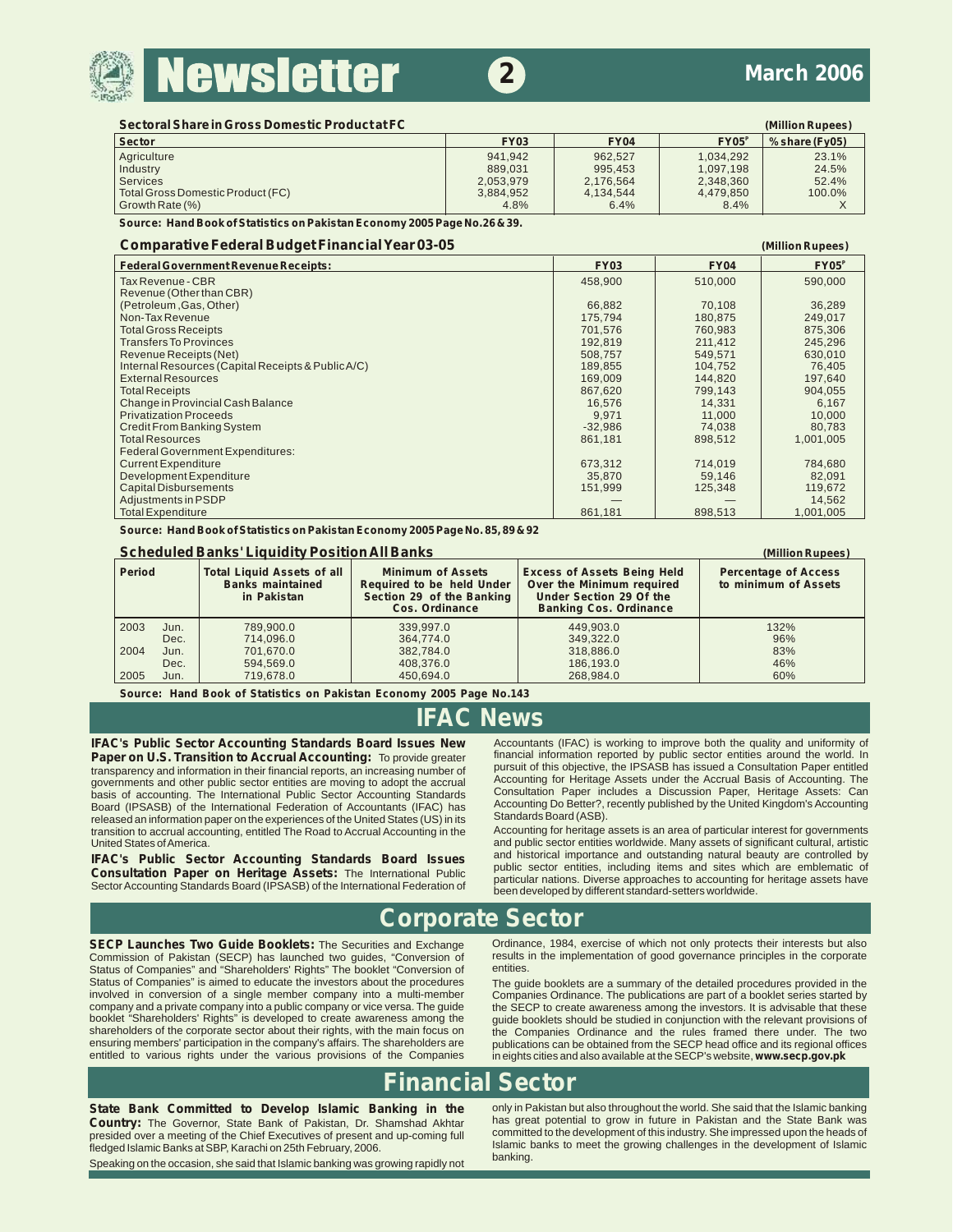### Sectoral Share in Gross Domestic Product at FC

(Million Rupees)

| Sector | FY03 | FY04 | FY05[P] | % share (Fy05) |
|---|---|---|---|---|
| Agriculture | 941,942 | 962,527 | 1,034,292 | 23.1% |
| Industry | 889,031 | 995,453 | 1,097,198 | 24.5% |
| Services | 2,053,979 | 2,176,564 | 2,348,360 | 52.4% |
| Total Gross Domestic Product (FC) | 3,884,952 | 4,134,544 | 4,479,850 | 100.0% |
| Growth Rate (%) | 4.8% | 6.4% | 8.4% | X |

**Source: Hand Book of Statistics on Pakistan Economy 2005 Page No.26 & 39.**

### Comparative Federal Budget Financial Year 03-05

(Million Rupees)

| Federal Government Revenue Receipts: | FY03 | FY04 | FY05[P] |
|---|---|---|---|
| Tax Revenue - CBR | 458,900 | 510,000 | 590,000 |
| Revenue (Other than CBR) | | | |
| (Petroleum ,Gas, Other) | 66,882 | 70,108 | 36,289 |
| Non-Tax Revenue | 175,794 | 180,875 | 249,017 |
| Total Gross Receipts | 701,576 | 760,983 | 875,306 |
| Transfers To Provinces | 192,819 | 211,412 | 245,296 |
| Revenue Receipts (Net) | 508,757 | 549,571 | 630,010 |
| Internal Resources (Capital Receipts & Public A/C) | 189,855 | 104,752 | 76,405 |
| External Resources | 169,009 | 144,820 | 197,640 |
| Total Receipts | 867,620 | 799,143 | 904,055 |
| Change in Provincial Cash Balance | 16,576 | 14,331 | 6,167 |
| Privatization Proceeds | 9,971 | 11,000 | 10,000 |
| Credit From Banking System | -32,986 | 74,038 | 80,783 |
| Total Resources | 861,181 | 898,512 | 1,001,005 |
| Federal Government Expenditures: | | | |
| Current Expenditure | 673,312 | 714,019 | 784,680 |
| Development Expenditure | 35,870 | 59,146 | 82,091 |
| Capital Disbursements | 151,999 | 125,348 | 119,672 |
| Adjustments in PSDP | — | — | 14,562 |
| Total Expenditure | 861,181 | 898,513 | 1,001,005 |

**Source: Hand Book of Statistics on Pakistan Economy 2005 Page No. 85, 89 & 92**

### Scheduled Banks' Liquidity Position All Banks

(Million Rupees)

| Period | | Total Liquid Assets of all Banks maintained in Pakistan | Minimum of Assets Required to be held Under Section 29 of the Banking Cos. Ordinance | Excess of Assets Being Held Over the Minimum required Under Section 29 Of the Banking Cos. Ordinance | Percentage of Access to minimum of Assets |
|---|---|---|---|---|---|
| 2003 | Jun. | 789,900.0 | 339,997.0 | 449,903.0 | 132% |
| | Dec. | 714,096.0 | 364,774.0 | 349,322.0 | 96% |
| 2004 | Jun. | 701,670.0 | 382,784.0 | 318,886.0 | 83% |
| | Dec. | 594,569.0 | 408,376.0 | 186,193.0 | 46% |
| 2005 | Jun. | 719,678.0 | 450,694.0 | 268,984.0 | 60% |

**Source: Hand Book of Statistics on Pakistan Economy 2005 Page No.143**

# IFAC News

**IFAC's Public Sector Accounting Standards Board Issues New Paper on U.S. Transition to Accrual Accounting:** To provide greater transparency and information in their financial reports, an increasing number of governments and other public sector entities are moving to adopt the accrual basis of accounting. The International Public Sector Accounting Standards Board (IPSASB) of the International Federation of Accountants (IFAC) has released an information paper on the experiences of the United States (US) in its transition to accrual accounting, entitled The Road to Accrual Accounting in the United States of America.

**IFAC's Public Sector Accounting Standards Board Issues Consultation Paper on Heritage Assets:** The International Public Sector Accounting Standards Board (IPSASB) of the International Federation of Accountants (IFAC) is working to improve both the quality and uniformity of financial information reported by public sector entities around the world. In pursuit of this objective, the IPSASB has issued a Consultation Paper entitled Accounting for Heritage Assets under the Accrual Basis of Accounting. The Consultation Paper includes a Discussion Paper, Heritage Assets: Can Accounting Do Better?, recently published by the United Kingdom's Accounting Standards Board (ASB).

Accounting for heritage assets is an area of particular interest for governments and public sector entities worldwide. Many assets of significant cultural, artistic and historical importance and outstanding natural beauty are controlled by public sector entities, including items and sites which are emblematic of particular nations. Diverse approaches to accounting for heritage assets have been developed by different standard-setters worldwide.

# Corporate Sector

**SECP Launches Two Guide Booklets:** The Securities and Exchange Commission of Pakistan (SECP) has launched two guides, "Conversion of Status of Companies" and "Shareholders' Rights" The booklet "Conversion of Status of Companies" is aimed to educate the investors about the procedures involved in conversion of a single member company into a multi-member company and a private company into a public company or vice versa. The guide booklet "Shareholders' Rights" is developed to create awareness among the shareholders of the corporate sector about their rights, with the main focus on ensuring members' participation in the company's affairs. The shareholders are entitled to various rights under the various provisions of the Companies Ordinance, 1984, exercise of which not only protects their interests but also results in the implementation of good governance principles in the corporate entities.

The guide booklets are a summary of the detailed procedures provided in the Companies Ordinance. The publications are part of a booklet series started by the SECP to create awareness among the investors. It is advisable that these guide booklets should be studied in conjunction with the relevant provisions of the Companies Ordinance and the rules framed there under. The two publications can be obtained from the SECP head office and its regional offices in eights cities and also available at the SECP's website, **www.secp.gov.pk**

# Financial Sector

**State Bank Committed to Develop Islamic Banking in the Country:** The Governor, State Bank of Pakistan, Dr. Shamshad Akhtar presided over a meeting of the Chief Executives of present and up-coming full fledged Islamic Banks at SBP, Karachi on 25th February, 2006.

Speaking on the occasion, she said that Islamic banking was growing rapidly not only in Pakistan but also throughout the world. She said that the Islamic banking has great potential to grow in future in Pakistan and the State Bank was committed to the development of this industry. She impressed upon the heads of Islamic banks to meet the growing challenges in the development of Islamic banking.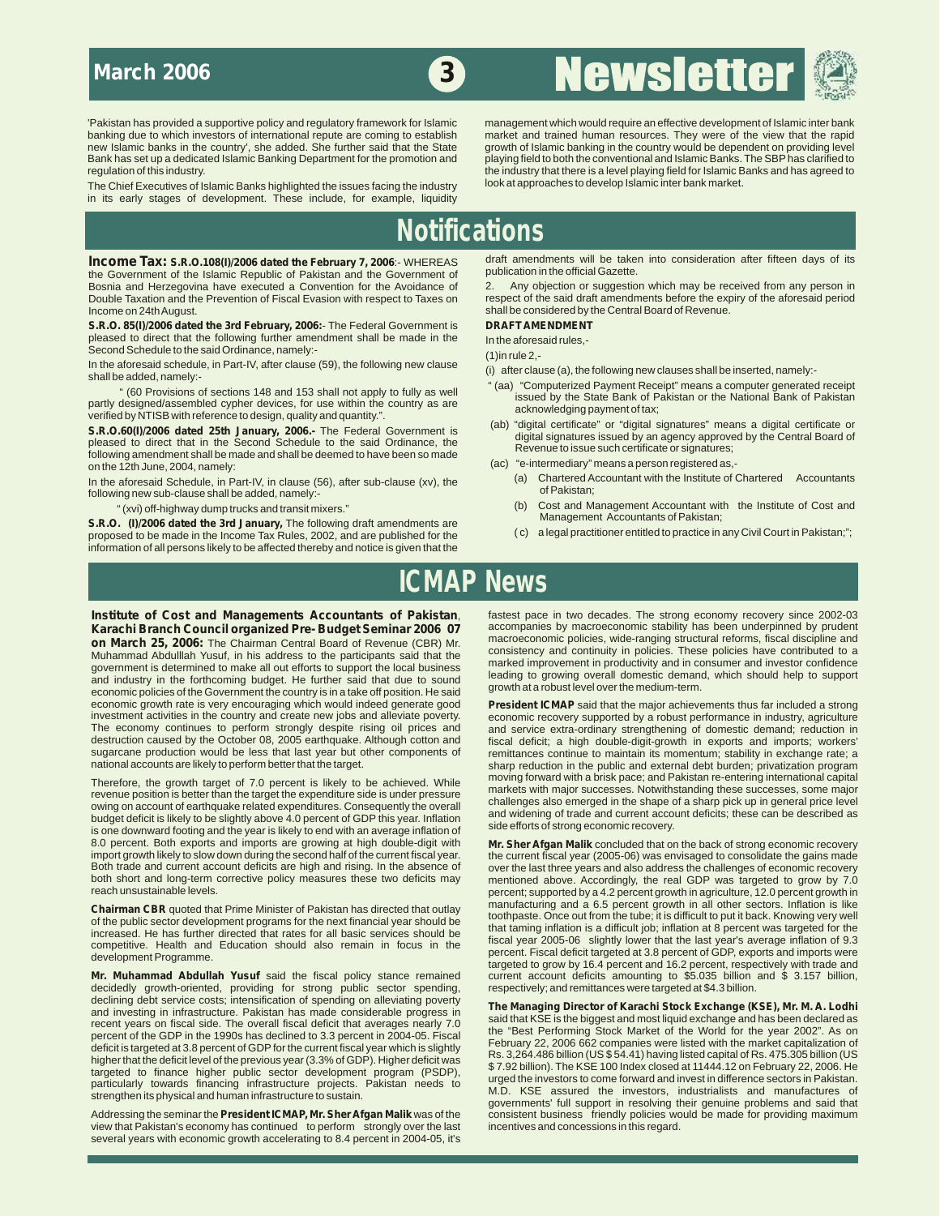'Pakistan has provided a supportive policy and regulatory framework for Islamic banking due to which investors of international repute are coming to establish new Islamic banks in the country', she added. She further said that the State Bank has set up a dedicated Islamic Banking Department for the promotion and regulation of this industry.

The Chief Executives of Islamic Banks highlighted the issues facing the industry in its early stages of development. These include, for example, liquidity management which would require an effective development of Islamic inter bank market and trained human resources. They were of the view that the rapid growth of Islamic banking in the country would be dependent on providing level playing field to both the conventional and Islamic Banks. The SBP has clarified to the industry that there is a level playing field for Islamic Banks and has agreed to look at approaches to develop Islamic inter bank market.

# Notifications

**Income Tax: S.R.O.108(I)/2006 dated the February 7, 2006**:- WHEREAS the Government of the Islamic Republic of Pakistan and the Government of Bosnia and Herzegovina have executed a Convention for the Avoidance of Double Taxation and the Prevention of Fiscal Evasion with respect to Taxes on Income on 24th August.

**S.R.O. 85(I)/2006 dated the 3rd February, 2006:-** The Federal Government is pleased to direct that the following further amendment shall be made in the Second Schedule to the said Ordinance, namely:-

In the aforesaid schedule, in Part-IV, after clause (59), the following new clause shall be added, namely:-

" (60 Provisions of sections 148 and 153 shall not apply to fully as well partly designed/assembled cypher devices, for use within the country as are verified by NTISB with reference to design, quality and quantity.".

**S.R.O.60(I)/2006 dated 25th January, 2006.-** The Federal Government is pleased to direct that in the Second Schedule to the said Ordinance, the following amendment shall be made and shall be deemed to have been so made on the 12th June, 2004, namely:

In the aforesaid Schedule, in Part-IV, in clause (56), after sub-clause (xv), the following new sub-clause shall be added, namely:-

" (xvi) off-highway dump trucks and transit mixers."

**S.R.O. (I)/2006 dated the 3rd January,** The following draft amendments are proposed to be made in the Income Tax Rules, 2002, and are published for the information of all persons likely to be affected thereby and notice is given that the draft amendments will be taken into consideration after fifteen days of its publication in the official Gazette.

2. Any objection or suggestion which may be received from any person in respect of the said draft amendments before the expiry of the aforesaid period shall be considered by the Central Board of Revenue.

**DRAFT AMENDMENT**

In the aforesaid rules,-

(1)in rule 2,-

(i) after clause (a), the following new clauses shall be inserted, namely:-

" (aa) "Computerized Payment Receipt" means a computer generated receipt issued by the State Bank of Pakistan or the National Bank of Pakistan acknowledging payment of tax;

(ab) "digital certificate" or "digital signatures" means a digital certificate or digital signatures issued by an agency approved by the Central Board of Revenue to issue such certificate or signatures;

(ac) "e-intermediary" means a person registered as,-

(a) Chartered Accountant with the Institute of Chartered Accountants of Pakistan;

(b) Cost and Management Accountant with the Institute of Cost and Management Accountants of Pakistan;

(c) a legal practitioner entitled to practice in any Civil Court in Pakistan;";

# ICMAP News

**Institute of Cost and Managements Accountants of Pakistan, Karachi Branch Council organized Pre- Budget Seminar 2006 07 on March 25, 2006:** The Chairman Central Board of Revenue (CBR) Mr. Muhammad Abdulllah Yusuf, in his address to the participants said that the government is determined to make all out efforts to support the local business and industry in the forthcoming budget. He further said that due to sound economic policies of the Government the country is in a take off position. He said economic growth rate is very encouraging which would indeed generate good investment activities in the country and create new jobs and alleviate poverty. The economy continues to perform strongly despite rising oil prices and destruction caused by the October 08, 2005 earthquake. Although cotton and sugarcane production would be less that last year but other components of national accounts are likely to perform better that the target.

Therefore, the growth target of 7.0 percent is likely to be achieved. While revenue position is better than the target the expenditure side is under pressure owing on account of earthquake related expenditures. Consequently the overall budget deficit is likely to be slightly above 4.0 percent of GDP this year. Inflation is one downward footing and the year is likely to end with an average inflation of 8.0 percent. Both exports and imports are growing at high double-digit with import growth likely to slow down during the second half of the current fiscal year. Both trade and current account deficits are high and rising. In the absence of both short and long-term corrective policy measures these two deficits may reach unsustainable levels.

**Chairman CBR** quoted that Prime Minister of Pakistan has directed that outlay of the public sector development programs for the next financial year should be increased. He has further directed that rates for all basic services should be competitive. Health and Education should also remain in focus in the development Programme.

**Mr. Muhammad Abdullah Yusuf** said the fiscal policy stance remained decidedly growth-oriented, providing for strong public sector spending, declining debt service costs; intensification of spending on alleviating poverty and investing in infrastructure. Pakistan has made considerable progress in recent years on fiscal side. The overall fiscal deficit that averages nearly 7.0 percent of the GDP in the 1990s has declined to 3.3 percent in 2004-05. Fiscal deficit is targeted at 3.8 percent of GDP for the current fiscal year which is slightly higher that the deficit level of the previous year (3.3% of GDP). Higher deficit was targeted to finance higher public sector development program (PSDP), particularly towards financing infrastructure projects. Pakistan needs to strengthen its physical and human infrastructure to sustain.

Addressing the seminar the **President ICMAP, Mr. Sher Afgan Malik** was of the view that Pakistan's economy has continued to perform strongly over the last several years with economic growth accelerating to 8.4 percent in 2004-05, it's fastest pace in two decades. The strong economy recovery since 2002-03 accompanies by macroeconomic stability has been underpinned by prudent macroeconomic policies, wide-ranging structural reforms, fiscal discipline and consistency and continuity in policies. These policies have contributed to a marked improvement in productivity and in consumer and investor confidence leading to growing overall domestic demand, which should help to support growth at a robust level over the medium-term.

**President ICMAP** said that the major achievements thus far included a strong economic recovery supported by a robust performance in industry, agriculture and service extra-ordinary strengthening of domestic demand; reduction in fiscal deficit; a high double-digit-growth in exports and imports; workers' remittances continue to maintain its momentum; stability in exchange rate; a sharp reduction in the public and external debt burden; privatization program moving forward with a brisk pace; and Pakistan re-entering international capital markets with major successes. Notwithstanding these successes, some major challenges also emerged in the shape of a sharp pick up in general price level and widening of trade and current account deficits; these can be described as side efforts of strong economic recovery.

**Mr. Sher Afgan Malik** concluded that on the back of strong economic recovery the current fiscal year (2005-06) was envisaged to consolidate the gains made over the last three years and also address the challenges of economic recovery mentioned above. Accordingly, the real GDP was targeted to grow by 7.0 percent; supported by a 4.2 percent growth in agriculture, 12.0 percent growth in manufacturing and a 6.5 percent growth in all other sectors. Inflation is like toothpaste. Once out from the tube; it is difficult to put it back. Knowing very well that taming inflation is a difficult job; inflation at 8 percent was targeted for the fiscal year 2005-06 slightly lower that the last year's average inflation of 9.3 percent. Fiscal deficit targeted at 3.8 percent of GDP, exports and imports were targeted to grow by 16.4 percent and 16.2 percent, respectively with trade and current account deficits amounting to $5.035 billion and $ 3.157 billion, respectively; and remittances were targeted at $4.3 billion.

**The Managing Director of Karachi Stock Exchange (KSE), Mr. M. A. Lodhi** said that KSE is the biggest and most liquid exchange and has been declared as the "Best Performing Stock Market of the World for the year 2002". As on February 22, 2006 662 companies were listed with the market capitalization of Rs. 3,264.486 billion (US $ 54.41) having listed capital of Rs. 475.305 billion (US $ 7.92 billion). The KSE 100 Index closed at 11444.12 on February 22, 2006. He urged the investors to come forward and invest in difference sectors in Pakistan. M.D. KSE assured the investors, industrialists and manufactures of governments' full support in resolving their genuine problems and said that consistent business friendly policies would be made for providing maximum incentives and concessions in this regard.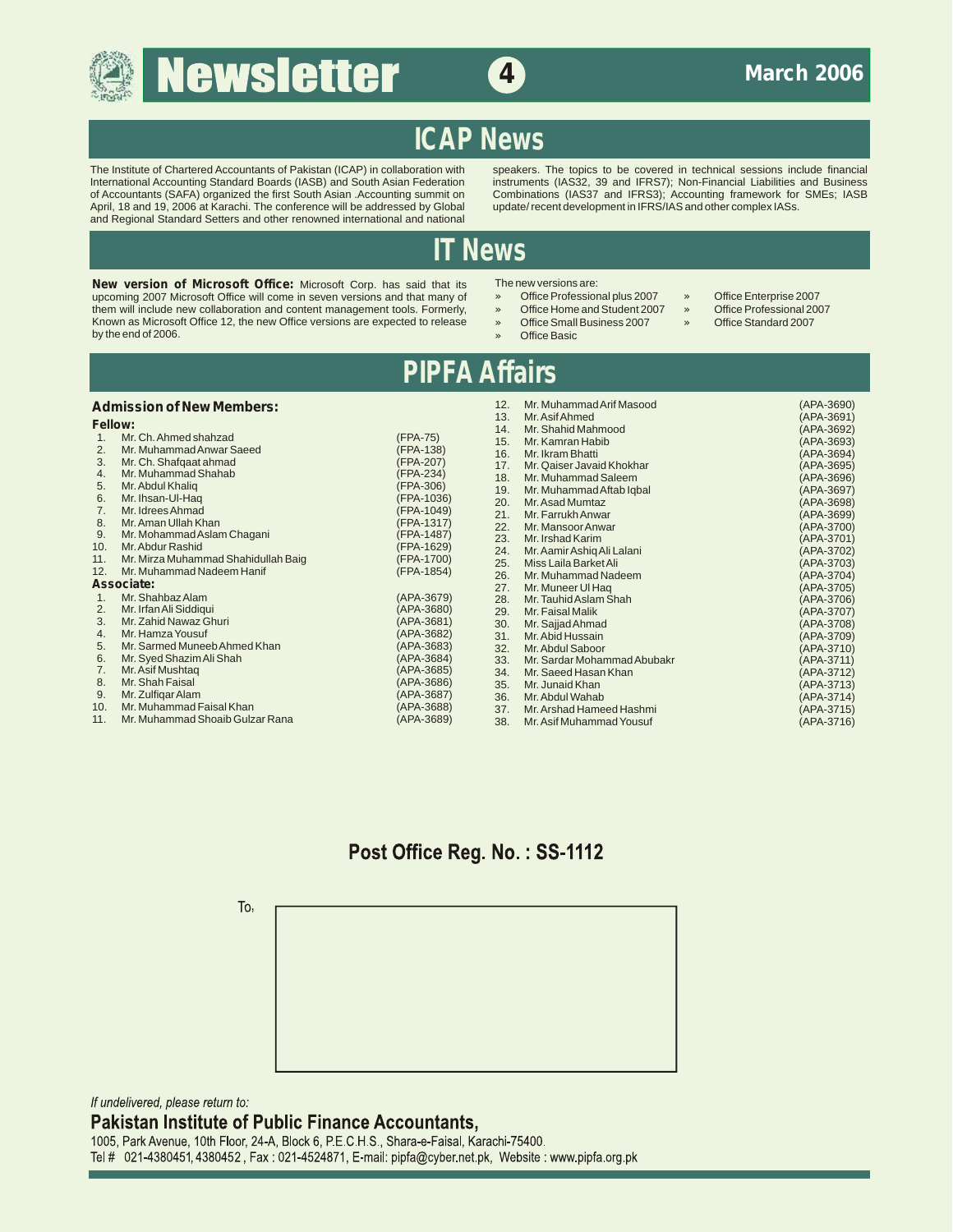# ICAP News

The Institute of Chartered Accountants of Pakistan (ICAP) in collaboration with International Accounting Standard Boards (IASB) and South Asian Federation of Accountants (SAFA) organized the first South Asian .Accounting summit on April, 18 and 19, 2006 at Karachi. The conference will be addressed by Global and Regional Standard Setters and other renowned international and national speakers. The topics to be covered in technical sessions include financial instruments (IAS32, 39 and IFRS7); Non-Financial Liabilities and Business Combinations (IAS37 and IFRS3); Accounting framework for SMEs; IASB update/ recent development in IFRS/IAS and other complex IASs.

# IT News

**New version of Microsoft Office:** Microsoft Corp. has said that its upcoming 2007 Microsoft Office will come in seven versions and that many of them will include new collaboration and content management tools. Formerly, Known as Microsoft Office 12, the new Office versions are expected to release by the end of 2006.

The new versions are:

- Office Professional plus 2007
- Office Home and Student 2007
- Office Small Business 2007
- Office Basic
- Office Enterprise 2007
- Office Professional 2007
- Office Standard 2007

# PIPFA Affairs

## Admission of New Members:

### Fellow:

| | | |
|---|---|---|
| 1. | Mr. Ch. Ahmed shahzad | (FPA-75) |
| 2. | Mr. Muhammad Anwar Saeed | (FPA-138) |
| 3. | Mr. Ch. Shafqaat ahmad | (FPA-207) |
| 4. | Mr. Muhammad Shahab | (FPA-234) |
| 5. | Mr. Abdul Khaliq | (FPA-306) |
| 6. | Mr. Ihsan-Ul-Haq | (FPA-1036) |
| 7. | Mr. Idrees Ahmad | (FPA-1049) |
| 8. | Mr. Aman Ullah Khan | (FPA-1317) |
| 9. | Mr. Mohammad Aslam Chagani | (FPA-1487) |
| 10. | Mr. Abdur Rashid | (FPA-1629) |
| 11. | Mr. Mirza Muhammad Shahidullah Baig | (FPA-1700) |
| 12. | Mr. Muhammad Nadeem Hanif | (FPA-1854) |

### Associate:

| | | |
|---|---|---|
| 1. | Mr. Shahbaz Alam | (APA-3679) |
| 2. | Mr. Irfan Ali Siddiqui | (APA-3680) |
| 3. | Mr. Zahid Nawaz Ghuri | (APA-3681) |
| 4. | Mr. Hamza Yousuf | (APA-3682) |
| 5. | Mr. Sarmed Muneeb Ahmed Khan | (APA-3683) |
| 6. | Mr. Syed Shazim Ali Shah | (APA-3684) |
| 7. | Mr. Asif Mushtaq | (APA-3685) |
| 8. | Mr. Shah Faisal | (APA-3686) |
| 9. | Mr. Zulfiqar Alam | (APA-3687) |
| 10. | Mr. Muhammad Faisal Khan | (APA-3688) |
| 11. | Mr. Muhammad Shoaib Gulzar Rana | (APA-3689) |
| 12. | Mr. Muhammad Arif Masood | (APA-3690) |
| 13. | Mr. Asif Ahmed | (APA-3691) |
| 14. | Mr. Shahid Mahmood | (APA-3692) |
| 15. | Mr. Kamran Habib | (APA-3693) |
| 16. | Mr. Ikram Bhatti | (APA-3694) |
| 17. | Mr. Qaiser Javaid Khokhar | (APA-3695) |
| 18. | Mr. Muhammad Saleem | (APA-3696) |
| 19. | Mr. Muhammad Aftab Iqbal | (APA-3697) |
| 20. | Mr. Asad Mumtaz | (APA-3698) |
| 21. | Mr. Farrukh Anwar | (APA-3699) |
| 22. | Mr. Mansoor Anwar | (APA-3700) |
| 23. | Mr. Irshad Karim | (APA-3701) |
| 24. | Mr. Aamir Ashiq Ali Lalani | (APA-3702) |
| 25. | Miss Laila Barket Ali | (APA-3703) |
| 26. | Mr. Muhammad Nadeem | (APA-3704) |
| 27. | Mr. Muneer Ul Haq | (APA-3705) |
| 28. | Mr. Tauhid Aslam Shah | (APA-3706) |
| 29. | Mr. Faisal Malik | (APA-3707) |
| 30. | Mr. Sajjad Ahmad | (APA-3708) |
| 31. | Mr. Abid Hussain | (APA-3709) |
| 32. | Mr. Abdul Saboor | (APA-3710) |
| 33. | Mr. Sardar Mohammad Abubakr | (APA-3711) |
| 34. | Mr. Saeed Hasan Khan | (APA-3712) |
| 35. | Mr. Junaid Khan | (APA-3713) |
| 36. | Mr. Abdul Wahab | (APA-3714) |
| 37. | Mr. Arshad Hameed Hashmi | (APA-3715) |
| 38. | Mr. Asif Muhammad Yousuf | (APA-3716) |

**Post Office Reg. No. : SS-1112**

To,

*If undelivered, please return to:*

**Pakistan Institute of Public Finance Accountants,**

1005, Park Avenue, 10th Floor, 24-A, Block 6, P.E.C.H.S., Shara-e-Faisal, Karachi-75400.

Tel # 021-4380451, 4380452 , Fax : 021-4524871, E-mail: pipfa@cyber.net.pk, Website : www.pipfa.org.pk